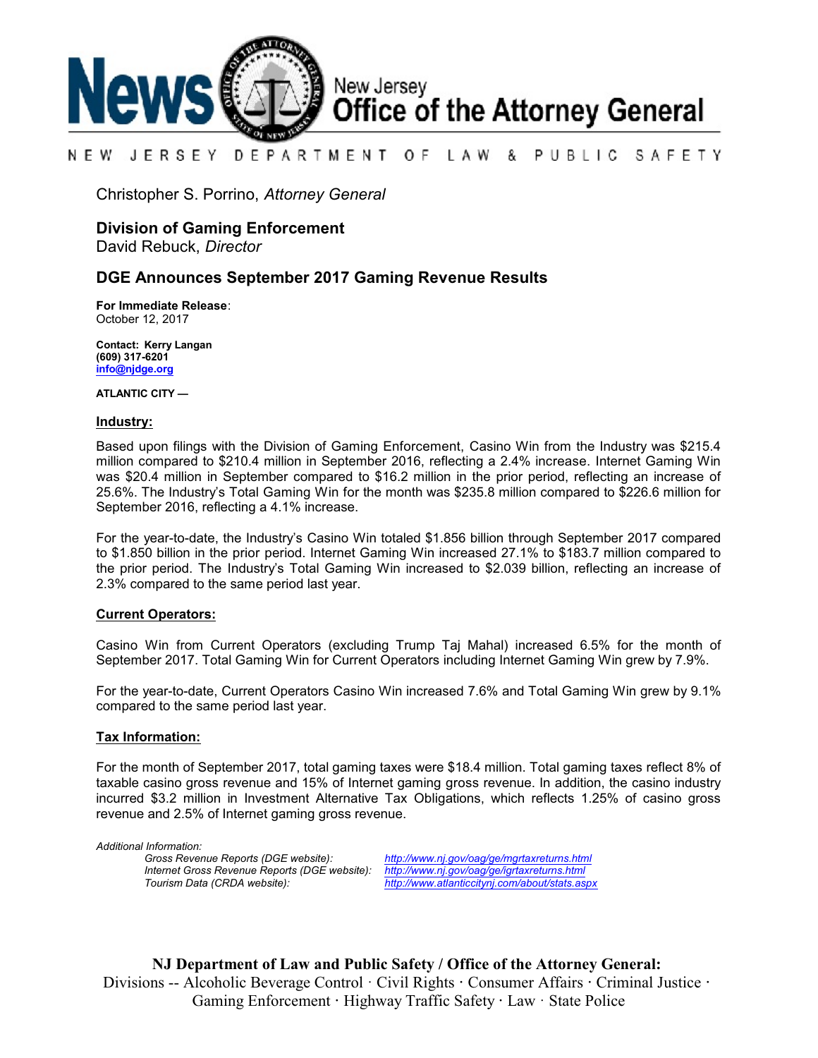# News — New Jersey Office of the Attorney General

NEW JERSEY DEPARTMENT OF LAW & PUBLIC SAFETY

Christopher S. Porrino, *Attorney General*

**Division of Gaming Enforcement**
David Rebuck, *Director*

## DGE Announces September 2017 Gaming Revenue Results

**For Immediate Release**:
October 12, 2017

**Contact: Kerry Langan**
**(609) 317-6201**
**info@njdge.org**

**ATLANTIC CITY —**

### Industry:

Based upon filings with the Division of Gaming Enforcement, Casino Win from the Industry was $215.4 million compared to $210.4 million in September 2016, reflecting a 2.4% increase. Internet Gaming Win was $20.4 million in September compared to $16.2 million in the prior period, reflecting an increase of 25.6%. The Industry's Total Gaming Win for the month was $235.8 million compared to $226.6 million for September 2016, reflecting a 4.1% increase.

For the year-to-date, the Industry's Casino Win totaled $1.856 billion through September 2017 compared to $1.850 billion in the prior period. Internet Gaming Win increased 27.1% to $183.7 million compared to the prior period. The Industry's Total Gaming Win increased to $2.039 billion, reflecting an increase of 2.3% compared to the same period last year.

### Current Operators:

Casino Win from Current Operators (excluding Trump Taj Mahal) increased 6.5% for the month of September 2017. Total Gaming Win for Current Operators including Internet Gaming Win grew by 7.9%.

For the year-to-date, Current Operators Casino Win increased 7.6% and Total Gaming Win grew by 9.1% compared to the same period last year.

### Tax Information:

For the month of September 2017, total gaming taxes were $18.4 million. Total gaming taxes reflect 8% of taxable casino gross revenue and 15% of Internet gaming gross revenue. In addition, the casino industry incurred $3.2 million in Investment Alternative Tax Obligations, which reflects 1.25% of casino gross revenue and 2.5% of Internet gaming gross revenue.

*Additional Information:*

| | |
|---|---|
| *Gross Revenue Reports (DGE website):* | *http://www.nj.gov/oag/ge/mgrtaxreturns.html* |
| *Internet Gross Revenue Reports (DGE website):* | *http://www.nj.gov/oag/ge/igrtaxreturns.html* |
| *Tourism Data (CRDA website):* | *http://www.atlanticcitynj.com/about/stats.aspx* |

**NJ Department of Law and Public Safety / Office of the Attorney General:**
Divisions -- Alcoholic Beverage Control · Civil Rights · Consumer Affairs · Criminal Justice · Gaming Enforcement · Highway Traffic Safety · Law · State Police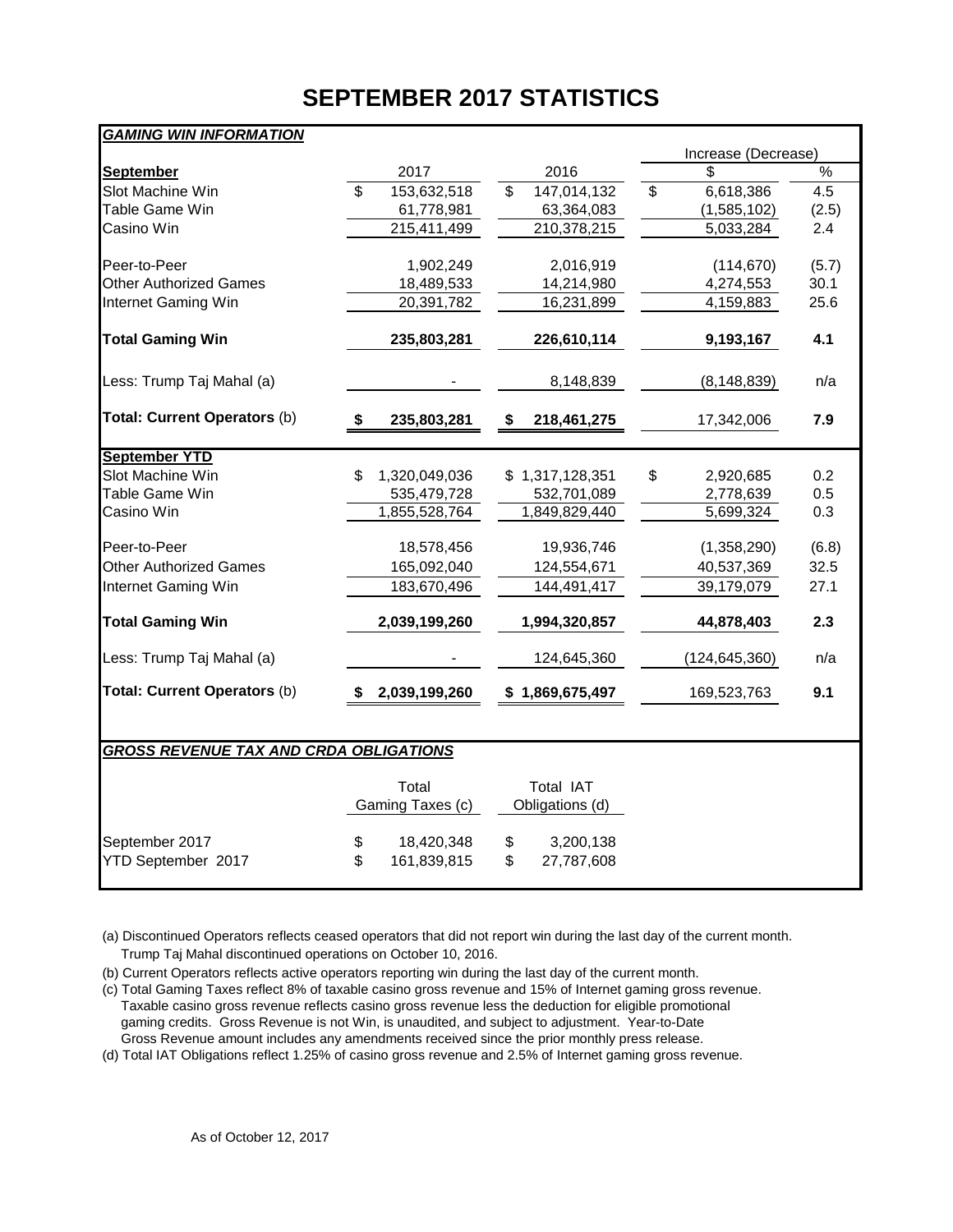# SEPTEMBER 2017 STATISTICS

***GAMING WIN INFORMATION***

| | | | Increase (Decrease) | |
|---|---|---|---|---|
| **September** | 2017 | 2016 | $ | % |
| Slot Machine Win | $ 153,632,518 | $ 147,014,132 | $ 6,618,386 | 4.5 |
| Table Game Win | 61,778,981 | 63,364,083 | (1,585,102) | (2.5) |
| Casino Win | 215,411,499 | 210,378,215 | 5,033,284 | 2.4 |
| Peer-to-Peer | 1,902,249 | 2,016,919 | (114,670) | (5.7) |
| Other Authorized Games | 18,489,533 | 14,214,980 | 4,274,553 | 30.1 |
| Internet Gaming Win | 20,391,782 | 16,231,899 | 4,159,883 | 25.6 |
| **Total Gaming Win** | **235,803,281** | **226,610,114** | **9,193,167** | **4.1** |
| Less: Trump Taj Mahal (a) | - | 8,148,839 | (8,148,839) | n/a |
| **Total: Current Operators** (b) | **$ 235,803,281** | **$ 218,461,275** | 17,342,006 | **7.9** |
| **September YTD** | | | | |
| Slot Machine Win | $ 1,320,049,036 | $ 1,317,128,351 | $ 2,920,685 | 0.2 |
| Table Game Win | 535,479,728 | 532,701,089 | 2,778,639 | 0.5 |
| Casino Win | 1,855,528,764 | 1,849,829,440 | 5,699,324 | 0.3 |
| Peer-to-Peer | 18,578,456 | 19,936,746 | (1,358,290) | (6.8) |
| Other Authorized Games | 165,092,040 | 124,554,671 | 40,537,369 | 32.5 |
| Internet Gaming Win | 183,670,496 | 144,491,417 | 39,179,079 | 27.1 |
| **Total Gaming Win** | **2,039,199,260** | **1,994,320,857** | **44,878,403** | **2.3** |
| Less: Trump Taj Mahal (a) | - | 124,645,360 | (124,645,360) | n/a |
| **Total: Current Operators** (b) | **$ 2,039,199,260** | **$ 1,869,675,497** | 169,523,763 | **9.1** |

***GROSS REVENUE TAX AND CRDA OBLIGATIONS***

| | Total Gaming Taxes (c) | Total IAT Obligations (d) |
|---|---|---|
| September 2017 | $ 18,420,348 | $ 3,200,138 |
| YTD September 2017 | $ 161,839,815 | $ 27,787,608 |

(a) Discontinued Operators reflects ceased operators that did not report win during the last day of the current month. Trump Taj Mahal discontinued operations on October 10, 2016.

(b) Current Operators reflects active operators reporting win during the last day of the current month.

(c) Total Gaming Taxes reflect 8% of taxable casino gross revenue and 15% of Internet gaming gross revenue. Taxable casino gross revenue reflects casino gross revenue less the deduction for eligible promotional gaming credits. Gross Revenue is not Win, is unaudited, and subject to adjustment. Year-to-Date Gross Revenue amount includes any amendments received since the prior monthly press release.

(d) Total IAT Obligations reflect 1.25% of casino gross revenue and 2.5% of Internet gaming gross revenue.

As of October 12, 2017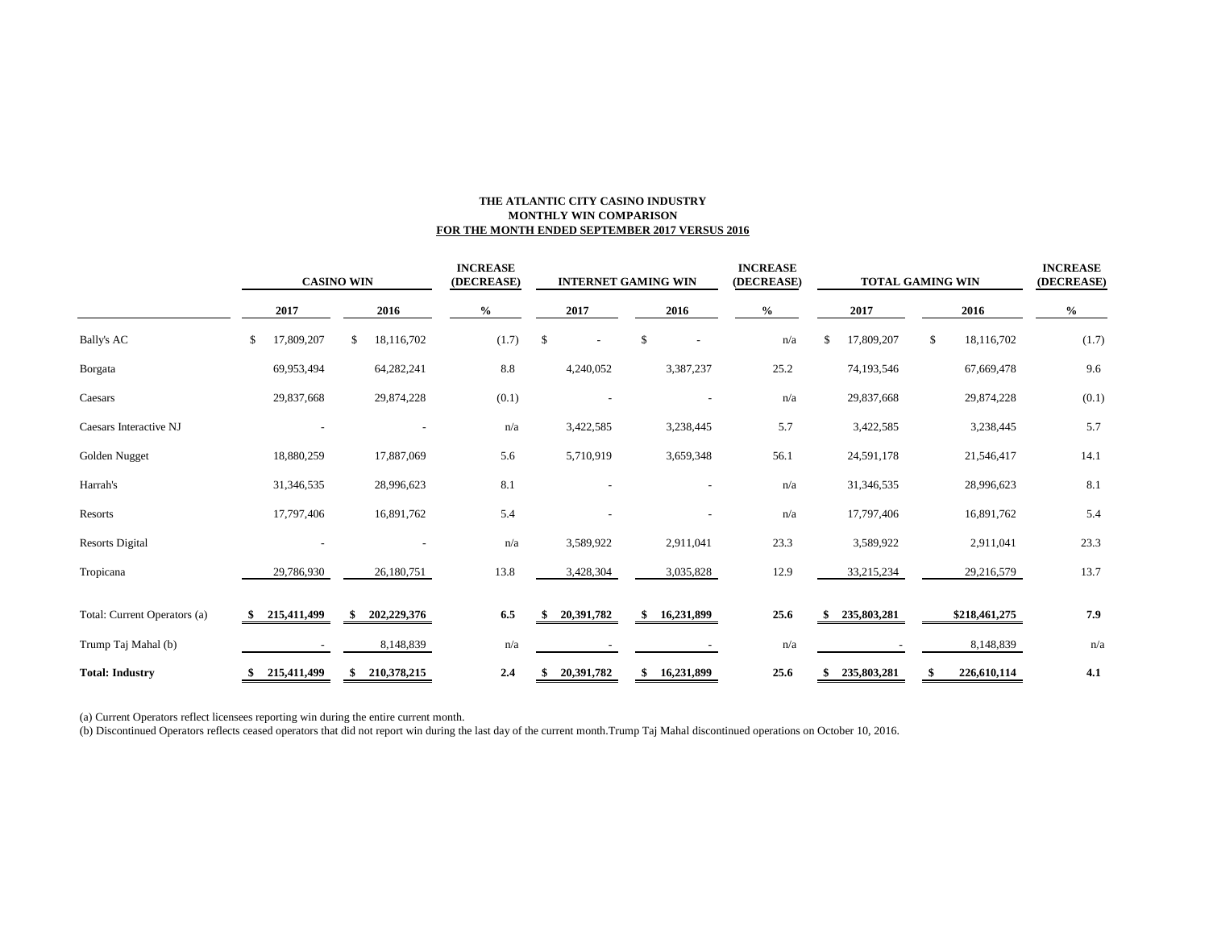**THE ATLANTIC CITY CASINO INDUSTRY**
**MONTHLY WIN COMPARISON**
**FOR THE MONTH ENDED SEPTEMBER 2017 VERSUS 2016**

| | CASINO WIN | | INCREASE (DECREASE) | INTERNET GAMING WIN | | INCREASE (DECREASE) | TOTAL GAMING WIN | | INCREASE (DECREASE) |
|---|---|---|---|---|---|---|---|---|---|
| | 2017 | 2016 | % | 2017 | 2016 | % | 2017 | 2016 | % |
| Bally's AC | $ 17,809,207 | $ 18,116,702 | (1.7) | $ - | $ - | n/a | $ 17,809,207 | $ 18,116,702 | (1.7) |
| Borgata | 69,953,494 | 64,282,241 | 8.8 | 4,240,052 | 3,387,237 | 25.2 | 74,193,546 | 67,669,478 | 9.6 |
| Caesars | 29,837,668 | 29,874,228 | (0.1) | - | - | n/a | 29,837,668 | 29,874,228 | (0.1) |
| Caesars Interactive NJ | - | - | n/a | 3,422,585 | 3,238,445 | 5.7 | 3,422,585 | 3,238,445 | 5.7 |
| Golden Nugget | 18,880,259 | 17,887,069 | 5.6 | 5,710,919 | 3,659,348 | 56.1 | 24,591,178 | 21,546,417 | 14.1 |
| Harrah's | 31,346,535 | 28,996,623 | 8.1 | - | - | n/a | 31,346,535 | 28,996,623 | 8.1 |
| Resorts | 17,797,406 | 16,891,762 | 5.4 | - | - | n/a | 17,797,406 | 16,891,762 | 5.4 |
| Resorts Digital | - | - | n/a | 3,589,922 | 2,911,041 | 23.3 | 3,589,922 | 2,911,041 | 23.3 |
| Tropicana | 29,786,930 | 26,180,751 | 13.8 | 3,428,304 | 3,035,828 | 12.9 | 33,215,234 | 29,216,579 | 13.7 |
| Total: Current Operators (a) | **$ 215,411,499** | **$ 202,229,376** | **6.5** | **$ 20,391,782** | **$ 16,231,899** | **25.6** | **$ 235,803,281** | **$218,461,275** | **7.9** |
| Trump Taj Mahal (b) | - | 8,148,839 | n/a | - | - | n/a | - | 8,148,839 | n/a |
| **Total: Industry** | **$ 215,411,499** | **$ 210,378,215** | **2.4** | **$ 20,391,782** | **$ 16,231,899** | **25.6** | **$ 235,803,281** | **$ 226,610,114** | **4.1** |

(a) Current Operators reflect licensees reporting win during the entire current month.

(b) Discontinued Operators reflects ceased operators that did not report win during the last day of the current month.Trump Taj Mahal discontinued operations on October 10, 2016.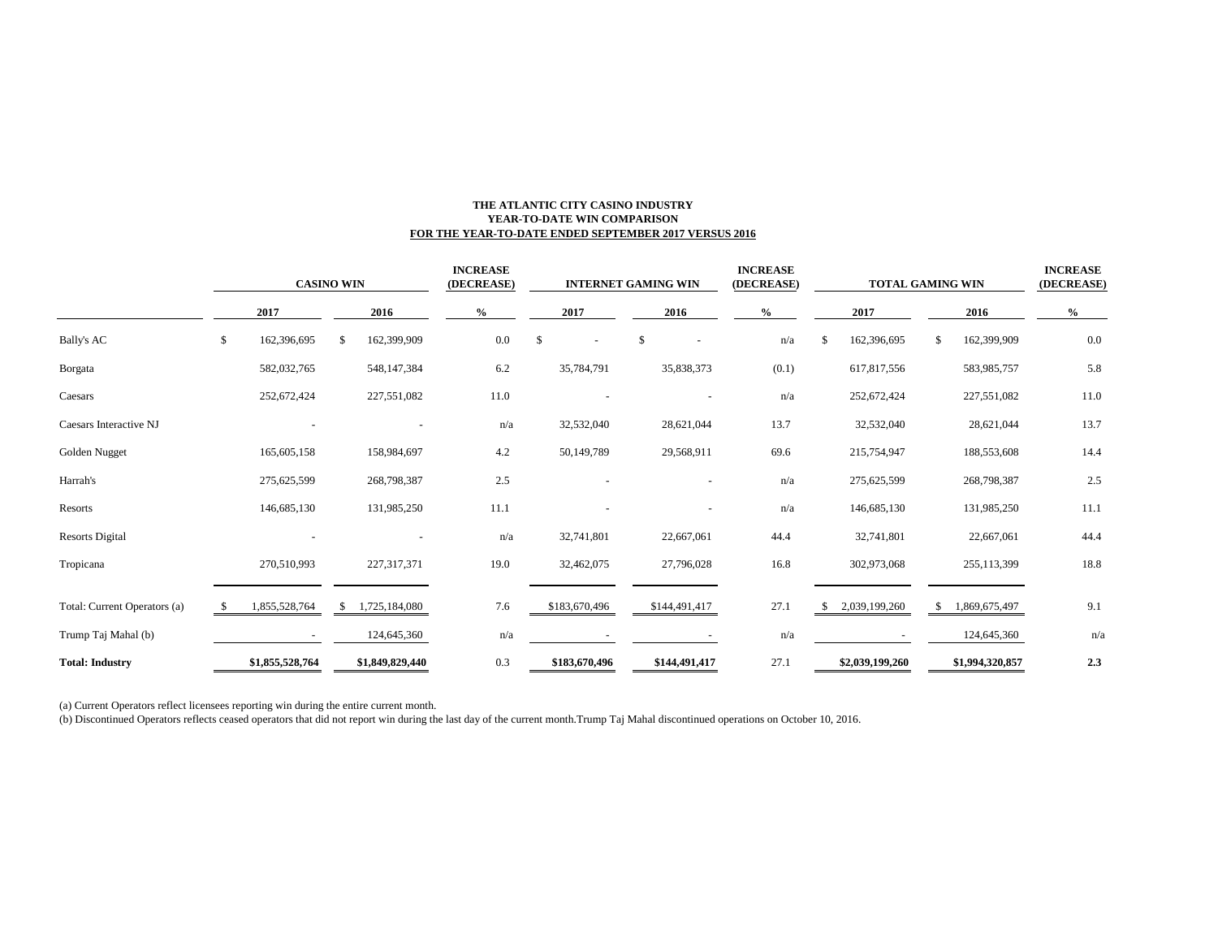**THE ATLANTIC CITY CASINO INDUSTRY**
**YEAR-TO-DATE WIN COMPARISON**
**FOR THE YEAR-TO-DATE ENDED SEPTEMBER 2017 VERSUS 2016**

| | CASINO WIN | | INCREASE (DECREASE) | INTERNET GAMING WIN | | INCREASE (DECREASE) | TOTAL GAMING WIN | | INCREASE (DECREASE) |
|---|---|---|---|---|---|---|---|---|---|
| | 2017 | 2016 | % | 2017 | 2016 | % | 2017 | 2016 | % |
| Bally's AC | $ 162,396,695 | $ 162,399,909 | 0.0 | $ - | $ - | n/a | $ 162,396,695 | $ 162,399,909 | 0.0 |
| Borgata | 582,032,765 | 548,147,384 | 6.2 | 35,784,791 | 35,838,373 | (0.1) | 617,817,556 | 583,985,757 | 5.8 |
| Caesars | 252,672,424 | 227,551,082 | 11.0 | - | - | n/a | 252,672,424 | 227,551,082 | 11.0 |
| Caesars Interactive NJ | - | - | n/a | 32,532,040 | 28,621,044 | 13.7 | 32,532,040 | 28,621,044 | 13.7 |
| Golden Nugget | 165,605,158 | 158,984,697 | 4.2 | 50,149,789 | 29,568,911 | 69.6 | 215,754,947 | 188,553,608 | 14.4 |
| Harrah's | 275,625,599 | 268,798,387 | 2.5 | - | - | n/a | 275,625,599 | 268,798,387 | 2.5 |
| Resorts | 146,685,130 | 131,985,250 | 11.1 | - | - | n/a | 146,685,130 | 131,985,250 | 11.1 |
| Resorts Digital | - | - | n/a | 32,741,801 | 22,667,061 | 44.4 | 32,741,801 | 22,667,061 | 44.4 |
| Tropicana | 270,510,993 | 227,317,371 | 19.0 | 32,462,075 | 27,796,028 | 16.8 | 302,973,068 | 255,113,399 | 18.8 |
| Total: Current Operators (a) | $ 1,855,528,764 | $ 1,725,184,080 | 7.6 | $183,670,496 | $144,491,417 | 27.1 | $ 2,039,199,260 | $ 1,869,675,497 | 9.1 |
| Trump Taj Mahal (b) | - | 124,645,360 | n/a | - | - | n/a | - | 124,645,360 | n/a |
| **Total: Industry** | **$1,855,528,764** | **$1,849,829,440** | 0.3 | **$183,670,496** | **$144,491,417** | 27.1 | **$2,039,199,260** | **$1,994,320,857** | **2.3** |

(a) Current Operators reflect licensees reporting win during the entire current month.
(b) Discontinued Operators reflects ceased operators that did not report win during the last day of the current month.Trump Taj Mahal discontinued operations on October 10, 2016.